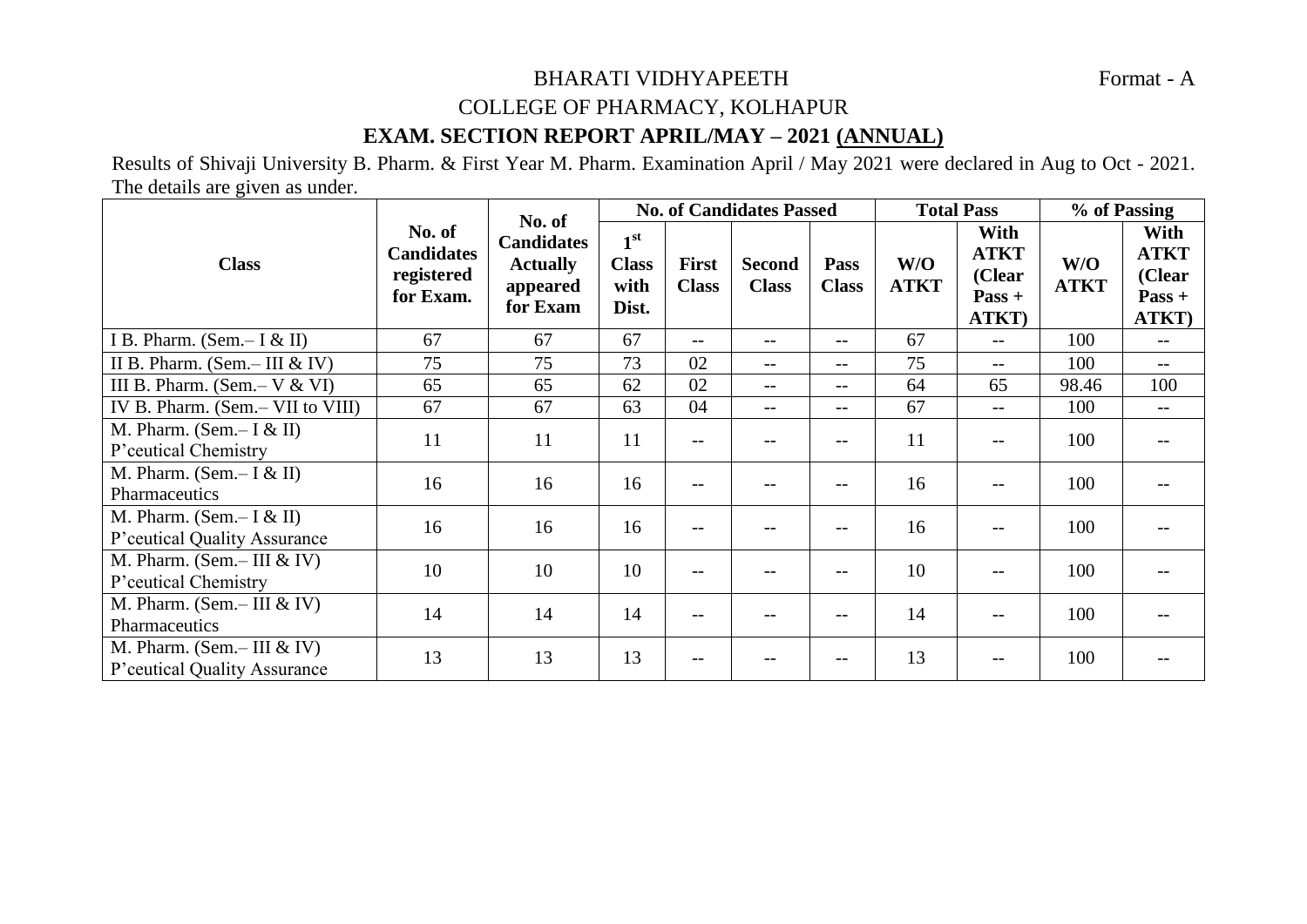BHARATI VIDHYAPEETH

Format - A

COLLEGE OF PHARMACY, KOLHAPUR

## EXAM. SECTION REPORT APRIL/MAY – 2021 (ANNUAL)

Results of Shivaji University B. Pharm. & First Year M. Pharm. Examination April / May 2021 were declared in Aug to Oct - 2021. The details are given as under.

| Class | No. of Candidates registered for Exam. | No. of Candidates Actually appeared for Exam | No. of Candidates Passed | | | | Total Pass | | % of Passing | |
|---|---|---|---|---|---|---|---|---|---|---|
| | | | 1st Class with Dist. | First Class | Second Class | Pass Class | W/O ATKT | With ATKT (Clear Pass + ATKT) | W/O ATKT | With ATKT (Clear Pass + ATKT) |
| I B. Pharm. (Sem.– I & II) | 67 | 67 | 67 | -- | -- | -- | 67 | -- | 100 | -- |
| II B. Pharm. (Sem.– III & IV) | 75 | 75 | 73 | 02 | -- | -- | 75 | -- | 100 | -- |
| III B. Pharm. (Sem.– V & VI) | 65 | 65 | 62 | 02 | -- | -- | 64 | 65 | 98.46 | 100 |
| IV B. Pharm. (Sem.– VII to VIII) | 67 | 67 | 63 | 04 | -- | -- | 67 | -- | 100 | -- |
| M. Pharm. (Sem.– I & II) P'ceutical Chemistry | 11 | 11 | 11 | -- | -- | -- | 11 | -- | 100 | -- |
| M. Pharm. (Sem.– I & II) Pharmaceutics | 16 | 16 | 16 | -- | -- | -- | 16 | -- | 100 | -- |
| M. Pharm. (Sem.– I & II) P'ceutical Quality Assurance | 16 | 16 | 16 | -- | -- | -- | 16 | -- | 100 | -- |
| M. Pharm. (Sem.– III & IV) P'ceutical Chemistry | 10 | 10 | 10 | -- | -- | -- | 10 | -- | 100 | -- |
| M. Pharm. (Sem.– III & IV) Pharmaceutics | 14 | 14 | 14 | -- | -- | -- | 14 | -- | 100 | -- |
| M. Pharm. (Sem.– III & IV) P'ceutical Quality Assurance | 13 | 13 | 13 | -- | -- | -- | 13 | -- | 100 | -- |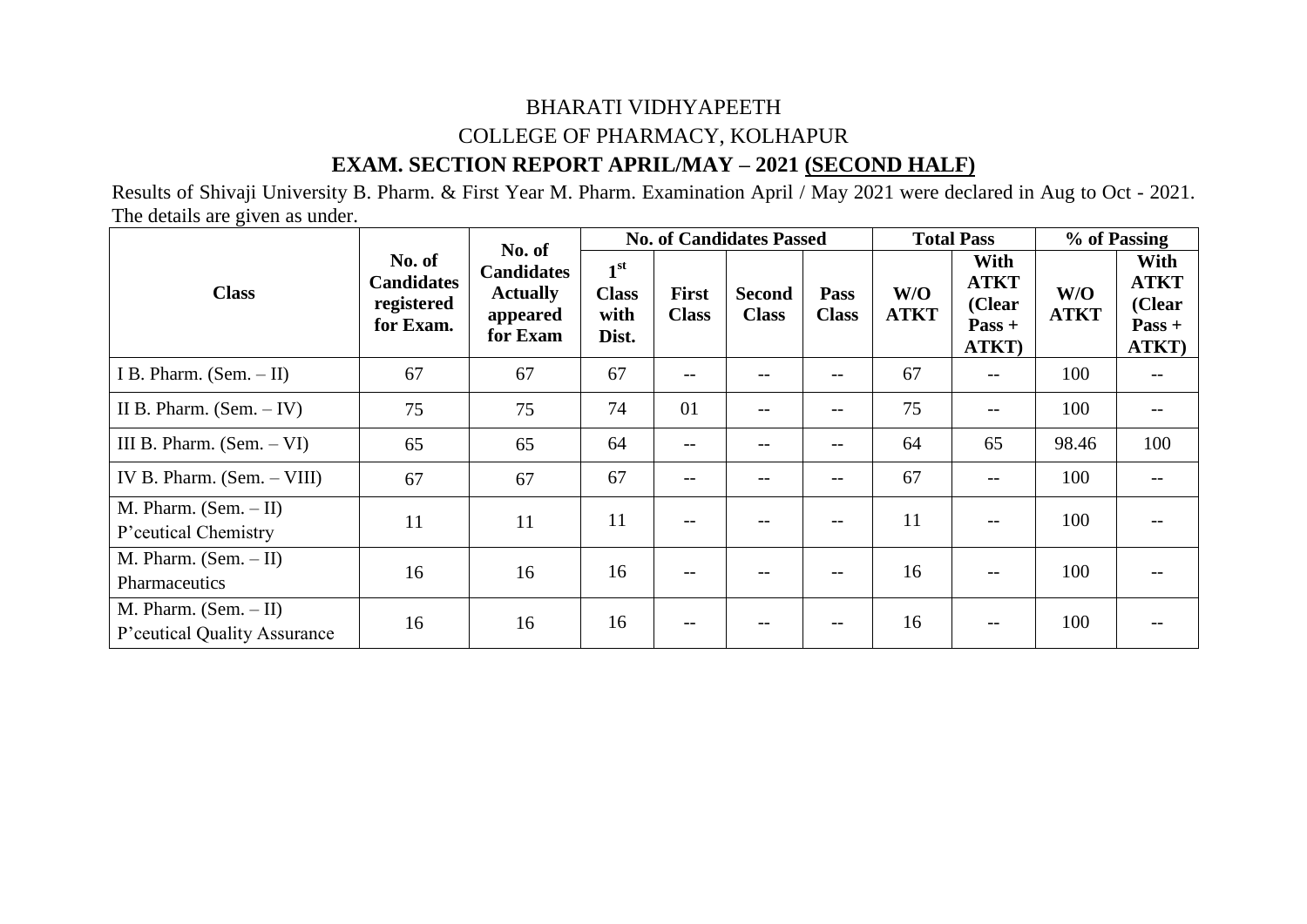BHARATI VIDHYAPEETH

COLLEGE OF PHARMACY, KOLHAPUR

# EXAM. SECTION REPORT APRIL/MAY – 2021 (SECOND HALF)

Results of Shivaji University B. Pharm. & First Year M. Pharm. Examination April / May 2021 were declared in Aug to Oct - 2021. The details are given as under.

| Class | No. of Candidates registered for Exam. | No. of Candidates Actually appeared for Exam | No. of Candidates Passed | | | | Total Pass | | % of Passing | |
|---|---|---|---|---|---|---|---|---|---|---|
| | | | 1st Class with Dist. | First Class | Second Class | Pass Class | W/O ATKT | With ATKT (Clear Pass + ATKT) | W/O ATKT | With ATKT (Clear Pass + ATKT) |
| I B. Pharm. (Sem. – II) | 67 | 67 | 67 | -- | -- | -- | 67 | -- | 100 | -- |
| II B. Pharm. (Sem. – IV) | 75 | 75 | 74 | 01 | -- | -- | 75 | -- | 100 | -- |
| III B. Pharm. (Sem. – VI) | 65 | 65 | 64 | -- | -- | -- | 64 | 65 | 98.46 | 100 |
| IV B. Pharm. (Sem. – VIII) | 67 | 67 | 67 | -- | -- | -- | 67 | -- | 100 | -- |
| M. Pharm. (Sem. – II) P'ceutical Chemistry | 11 | 11 | 11 | -- | -- | -- | 11 | -- | 100 | -- |
| M. Pharm. (Sem. – II) Pharmaceutics | 16 | 16 | 16 | -- | -- | -- | 16 | -- | 100 | -- |
| M. Pharm. (Sem. – II) P'ceutical Quality Assurance | 16 | 16 | 16 | -- | -- | -- | 16 | -- | 100 | -- |